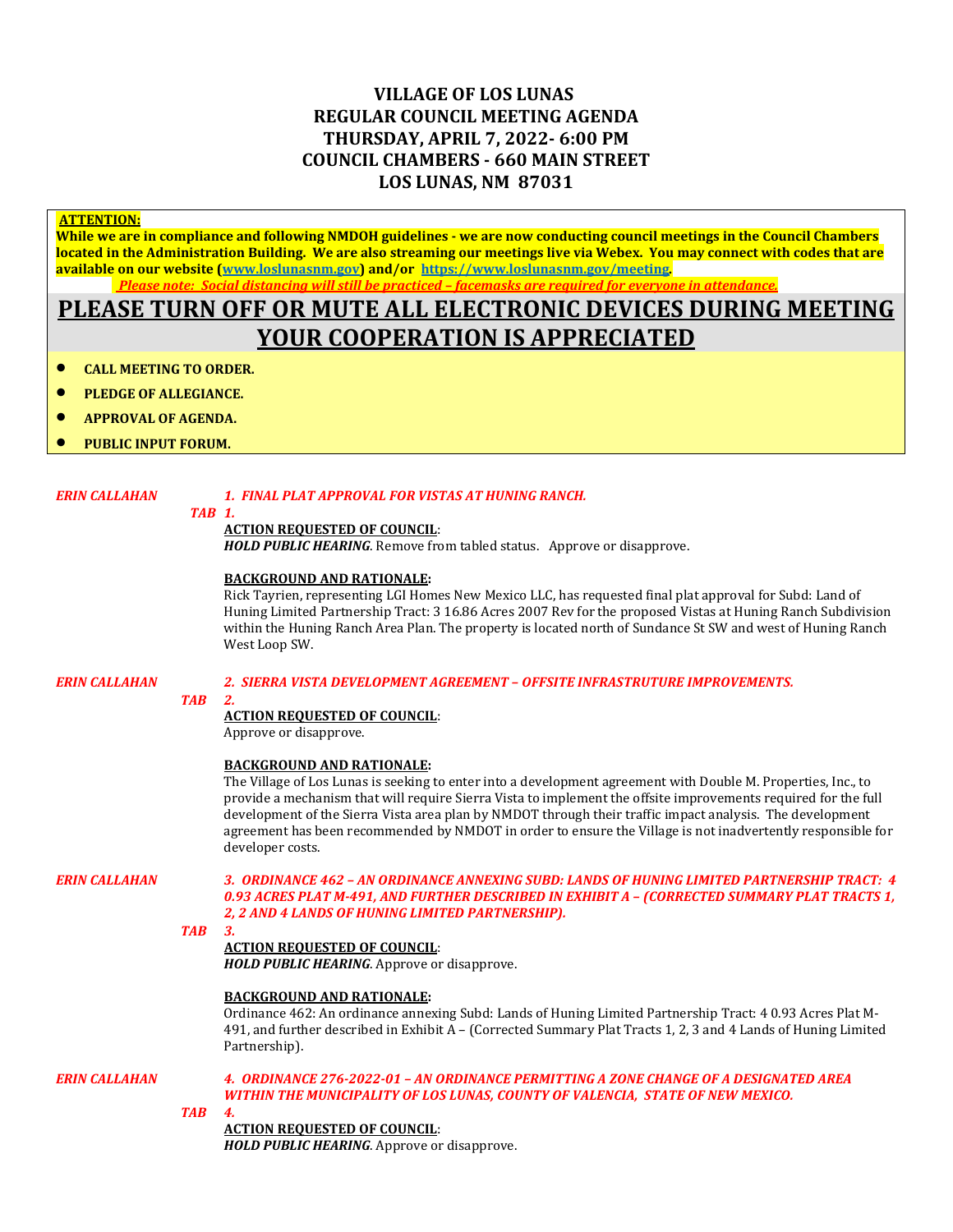# VILLAGE OF LOS LUNAS
# REGULAR COUNCIL MEETING AGENDA
# THURSDAY, APRIL 7, 2022- 6:00 PM
# COUNCIL CHAMBERS - 660 MAIN STREET
# LOS LUNAS, NM 87031

**ATTENTION:**

**While we are in compliance and following NMDOH guidelines - we are now conducting council meetings in the Council Chambers located in the Administration Building. We are also streaming our meetings live via Webex. You may connect with codes that are available on our website (www.loslunasnm.gov) and/or https://www.loslunasnm.gov/meeting.**

***Please note: Social distancing will still be practiced – facemasks are required for everyone in attendance.***

## PLEASE TURN OFF OR MUTE ALL ELECTRONIC DEVICES DURING MEETING YOUR COOPERATION IS APPRECIATED

- **CALL MEETING TO ORDER.**
- **PLEDGE OF ALLEGIANCE.**
- **APPROVAL OF AGENDA.**
- **PUBLIC INPUT FORUM.**

***ERIN CALLAHAN*** — ***1. FINAL PLAT APPROVAL FOR VISTAS AT HUNING RANCH.***

*TAB 1.*

**ACTION REQUESTED OF COUNCIL**:
***HOLD PUBLIC HEARING***. Remove from tabled status. Approve or disapprove.

**BACKGROUND AND RATIONALE:**
Rick Tayrien, representing LGI Homes New Mexico LLC, has requested final plat approval for Subd: Land of Huning Limited Partnership Tract: 3 16.86 Acres 2007 Rev for the proposed Vistas at Huning Ranch Subdivision within the Huning Ranch Area Plan. The property is located north of Sundance St SW and west of Huning Ranch West Loop SW.

***ERIN CALLAHAN*** — ***2. SIERRA VISTA DEVELOPMENT AGREEMENT – OFFSITE INFRASTRUTURE IMPROVEMENTS.***

*TAB 2.*

**ACTION REQUESTED OF COUNCIL**:
Approve or disapprove.

**BACKGROUND AND RATIONALE:**
The Village of Los Lunas is seeking to enter into a development agreement with Double M. Properties, Inc., to provide a mechanism that will require Sierra Vista to implement the offsite improvements required for the full development of the Sierra Vista area plan by NMDOT through their traffic impact analysis. The development agreement has been recommended by NMDOT in order to ensure the Village is not inadvertently responsible for developer costs.

***ERIN CALLAHAN*** — ***3. ORDINANCE 462 – AN ORDINANCE ANNEXING SUBD: LANDS OF HUNING LIMITED PARTNERSHIP TRACT: 4 0.93 ACRES PLAT M-491, AND FURTHER DESCRIBED IN EXHIBIT A – (CORRECTED SUMMARY PLAT TRACTS 1, 2, 2 AND 4 LANDS OF HUNING LIMITED PARTNERSHIP).***

*TAB 3.*

**ACTION REQUESTED OF COUNCIL**:
***HOLD PUBLIC HEARING***. Approve or disapprove.

**BACKGROUND AND RATIONALE:**
Ordinance 462: An ordinance annexing Subd: Lands of Huning Limited Partnership Tract: 4 0.93 Acres Plat M-491, and further described in Exhibit A – (Corrected Summary Plat Tracts 1, 2, 3 and 4 Lands of Huning Limited Partnership).

***ERIN CALLAHAN*** — ***4. ORDINANCE 276-2022-01 – AN ORDINANCE PERMITTING A ZONE CHANGE OF A DESIGNATED AREA WITHIN THE MUNICIPALITY OF LOS LUNAS, COUNTY OF VALENCIA, STATE OF NEW MEXICO.***

*TAB 4.*

**ACTION REQUESTED OF COUNCIL**:
***HOLD PUBLIC HEARING***. Approve or disapprove.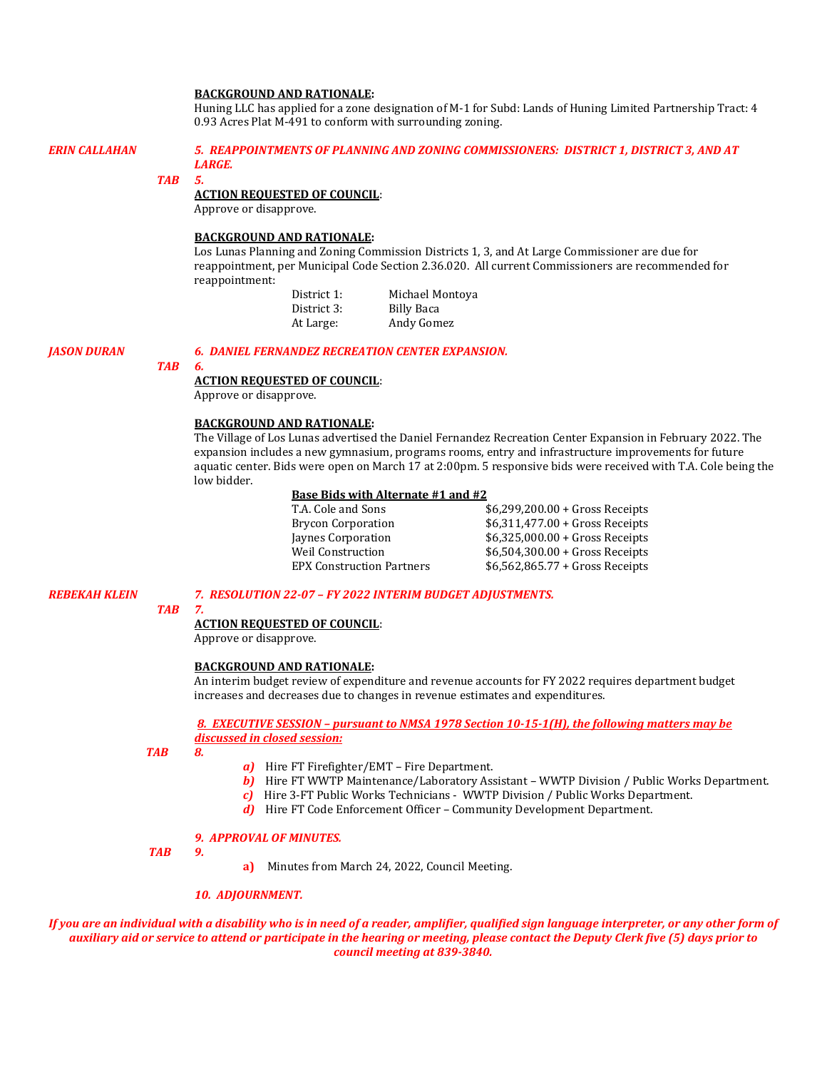**BACKGROUND AND RATIONALE:**
Huning LLC has applied for a zone designation of M-1 for Subd: Lands of Huning Limited Partnership Tract: 4 0.93 Acres Plat M-491 to conform with surrounding zoning.

***ERIN CALLAHAN*** ***5. REAPPOINTMENTS OF PLANNING AND ZONING COMMISSIONERS: DISTRICT 1, DISTRICT 3, AND AT LARGE.***

***TAB 5.***

**ACTION REQUESTED OF COUNCIL**:
Approve or disapprove.

**BACKGROUND AND RATIONALE:**
Los Lunas Planning and Zoning Commission Districts 1, 3, and At Large Commissioner are due for reappointment, per Municipal Code Section 2.36.020. All current Commissioners are recommended for reappointment:

| | |
|---|---|
| District 1: | Michael Montoya |
| District 3: | Billy Baca |
| At Large: | Andy Gomez |

***JASON DURAN*** ***6. DANIEL FERNANDEZ RECREATION CENTER EXPANSION.***

***TAB 6.***

**ACTION REQUESTED OF COUNCIL**:
Approve or disapprove.

**BACKGROUND AND RATIONALE:**
The Village of Los Lunas advertised the Daniel Fernandez Recreation Center Expansion in February 2022. The expansion includes a new gymnasium, programs rooms, entry and infrastructure improvements for future aquatic center. Bids were open on March 17 at 2:00pm. 5 responsive bids were received with T.A. Cole being the low bidder.

**Base Bids with Alternate #1 and #2**

| | |
|---|---|
| T.A. Cole and Sons | $6,299,200.00 + Gross Receipts |
| Brycon Corporation | $6,311,477.00 + Gross Receipts |
| Jaynes Corporation | $6,325,000.00 + Gross Receipts |
| Weil Construction | $6,504,300.00 + Gross Receipts |
| EPX Construction Partners | $6,562,865.77 + Gross Receipts |

***REBEKAH KLEIN*** ***7. RESOLUTION 22-07 – FY 2022 INTERIM BUDGET ADJUSTMENTS.***

***TAB 7.***

**ACTION REQUESTED OF COUNCIL**:
Approve or disapprove.

**BACKGROUND AND RATIONALE:**
An interim budget review of expenditure and revenue accounts for FY 2022 requires department budget increases and decreases due to changes in revenue estimates and expenditures.

***8. EXECUTIVE SESSION – pursuant to NMSA 1978 Section 10-15-1(H), the following matters may be discussed in closed session:***

***TAB 8.***

- ***a)*** Hire FT Firefighter/EMT – Fire Department.
- ***b)*** Hire FT WWTP Maintenance/Laboratory Assistant – WWTP Division / Public Works Department.
- ***c)*** Hire 3-FT Public Works Technicians - WWTP Division / Public Works Department.
- ***d)*** Hire FT Code Enforcement Officer – Community Development Department.

***9. APPROVAL OF MINUTES.***

***TAB 9.***

- **a)** Minutes from March 24, 2022, Council Meeting.

***10. ADJOURNMENT.***

***If you are an individual with a disability who is in need of a reader, amplifier, qualified sign language interpreter, or any other form of auxiliary aid or service to attend or participate in the hearing or meeting, please contact the Deputy Clerk five (5) days prior to council meeting at 839-3840.***